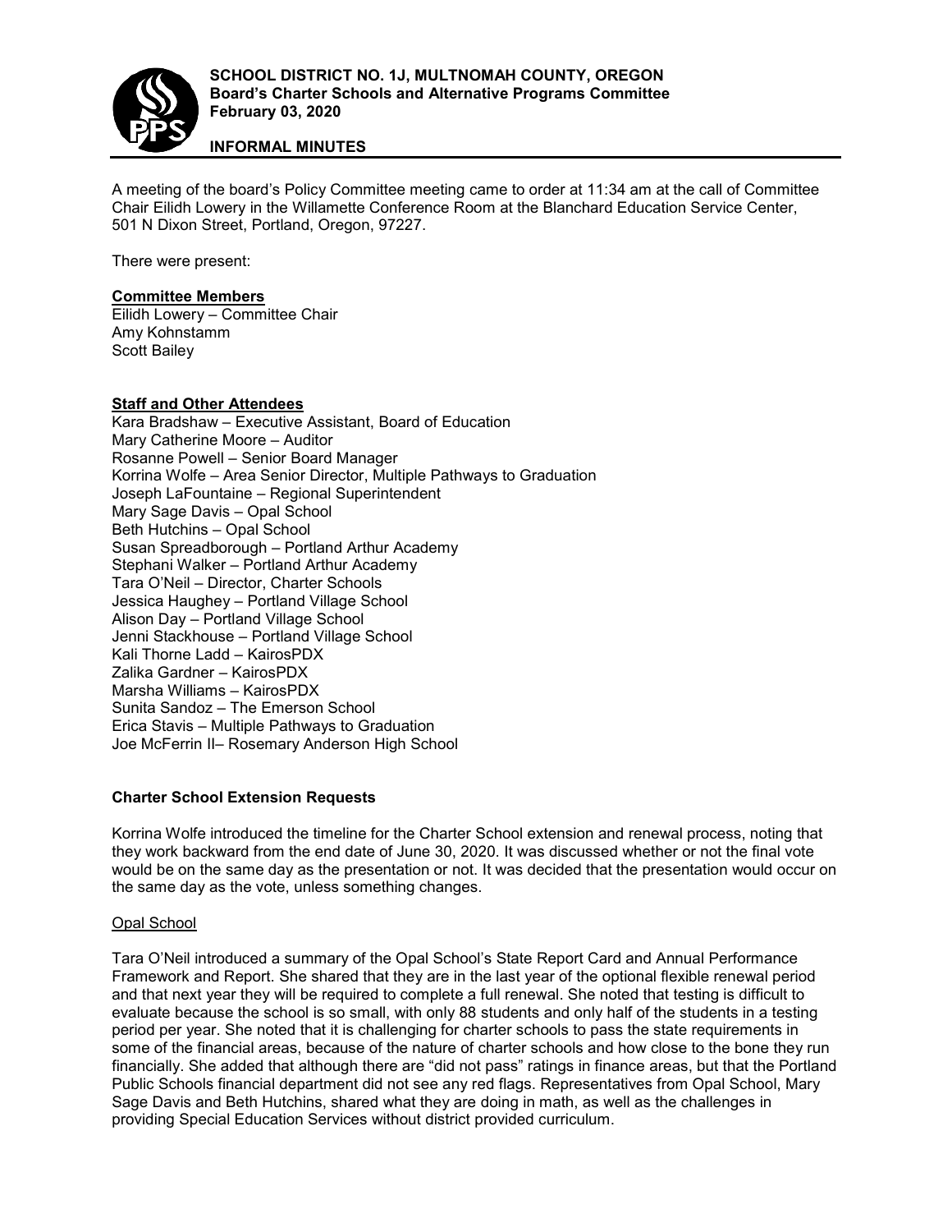**SCHOOL DISTRICT NO. 1J, MULTNOMAH COUNTY, OREGON**
**Board's Charter Schools and Alternative Programs Committee**
**February 03, 2020**

**INFORMAL MINUTES**

A meeting of the board's Policy Committee meeting came to order at 11:34 am at the call of Committee Chair Eilidh Lowery in the Willamette Conference Room at the Blanchard Education Service Center, 501 N Dixon Street, Portland, Oregon, 97227.

There were present:

**Committee Members**
Eilidh Lowery – Committee Chair
Amy Kohnstamm
Scott Bailey

**Staff and Other Attendees**
Kara Bradshaw – Executive Assistant, Board of Education
Mary Catherine Moore – Auditor
Rosanne Powell – Senior Board Manager
Korrina Wolfe – Area Senior Director, Multiple Pathways to Graduation
Joseph LaFountaine – Regional Superintendent
Mary Sage Davis – Opal School
Beth Hutchins – Opal School
Susan Spreadborough – Portland Arthur Academy
Stephani Walker – Portland Arthur Academy
Tara O'Neil – Director, Charter Schools
Jessica Haughey – Portland Village School
Alison Day – Portland Village School
Jenni Stackhouse – Portland Village School
Kali Thorne Ladd – KairosPDX
Zalika Gardner – KairosPDX
Marsha Williams – KairosPDX
Sunita Sandoz – The Emerson School
Erica Stavis – Multiple Pathways to Graduation
Joe McFerrin II– Rosemary Anderson High School

**Charter School Extension Requests**

Korrina Wolfe introduced the timeline for the Charter School extension and renewal process, noting that they work backward from the end date of June 30, 2020. It was discussed whether or not the final vote would be on the same day as the presentation or not. It was decided that the presentation would occur on the same day as the vote, unless something changes.

Opal School

Tara O'Neil introduced a summary of the Opal School's State Report Card and Annual Performance Framework and Report. She shared that they are in the last year of the optional flexible renewal period and that next year they will be required to complete a full renewal. She noted that testing is difficult to evaluate because the school is so small, with only 88 students and only half of the students in a testing period per year. She noted that it is challenging for charter schools to pass the state requirements in some of the financial areas, because of the nature of charter schools and how close to the bone they run financially. She added that although there are "did not pass" ratings in finance areas, but that the Portland Public Schools financial department did not see any red flags. Representatives from Opal School, Mary Sage Davis and Beth Hutchins, shared what they are doing in math, as well as the challenges in providing Special Education Services without district provided curriculum.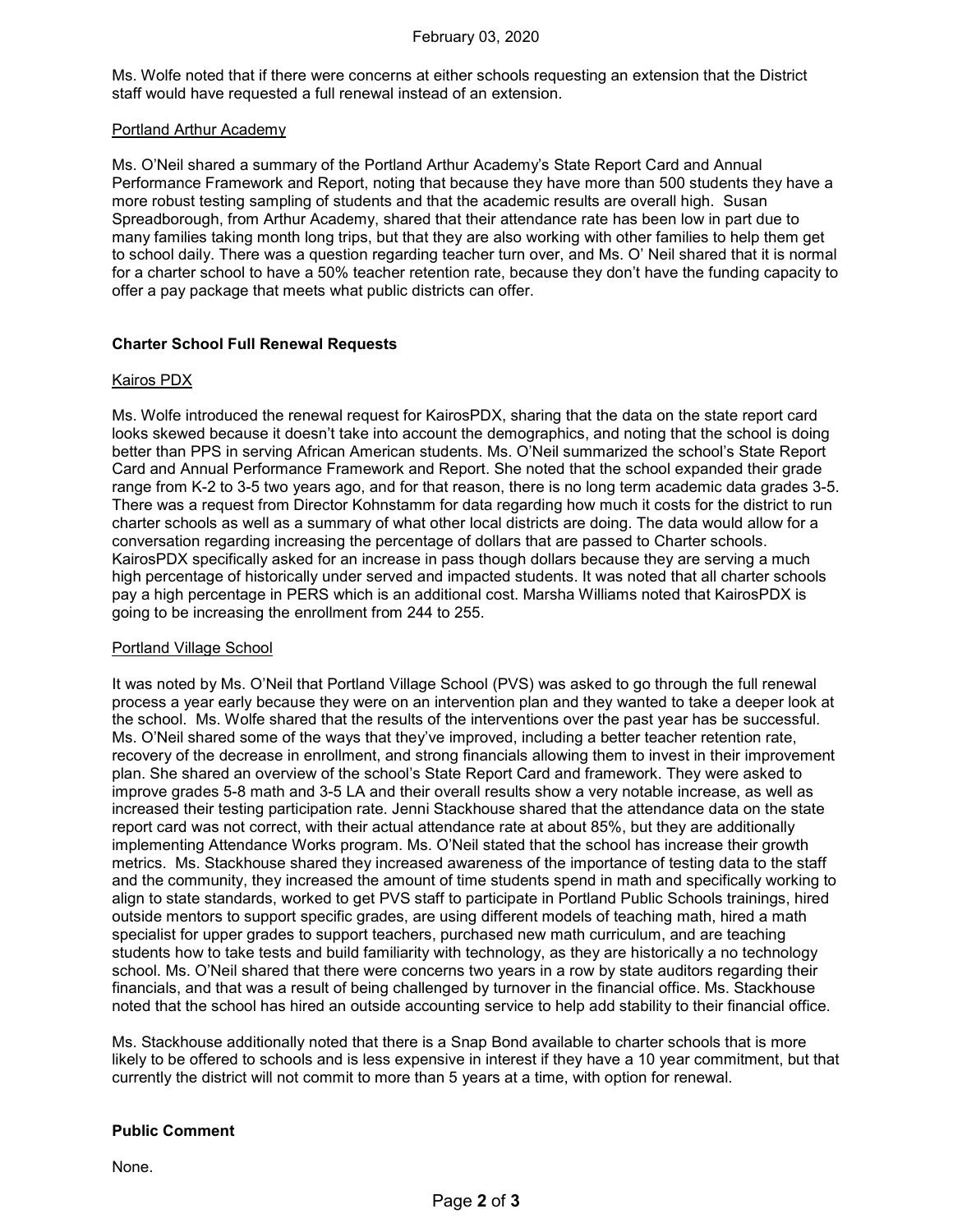Ms. Wolfe noted that if there were concerns at either schools requesting an extension that the District staff would have requested a full renewal instead of an extension.

Portland Arthur Academy

Ms. O'Neil shared a summary of the Portland Arthur Academy's State Report Card and Annual Performance Framework and Report, noting that because they have more than 500 students they have a more robust testing sampling of students and that the academic results are overall high. Susan Spreadborough, from Arthur Academy, shared that their attendance rate has been low in part due to many families taking month long trips, but that they are also working with other families to help them get to school daily. There was a question regarding teacher turn over, and Ms. O' Neil shared that it is normal for a charter school to have a 50% teacher retention rate, because they don't have the funding capacity to offer a pay package that meets what public districts can offer.

**Charter School Full Renewal Requests**

Kairos PDX

Ms. Wolfe introduced the renewal request for KairosPDX, sharing that the data on the state report card looks skewed because it doesn't take into account the demographics, and noting that the school is doing better than PPS in serving African American students. Ms. O'Neil summarized the school's State Report Card and Annual Performance Framework and Report. She noted that the school expanded their grade range from K-2 to 3-5 two years ago, and for that reason, there is no long term academic data grades 3-5. There was a request from Director Kohnstamm for data regarding how much it costs for the district to run charter schools as well as a summary of what other local districts are doing. The data would allow for a conversation regarding increasing the percentage of dollars that are passed to Charter schools. KairosPDX specifically asked for an increase in pass though dollars because they are serving a much high percentage of historically under served and impacted students. It was noted that all charter schools pay a high percentage in PERS which is an additional cost. Marsha Williams noted that KairosPDX is going to be increasing the enrollment from 244 to 255.

Portland Village School

It was noted by Ms. O'Neil that Portland Village School (PVS) was asked to go through the full renewal process a year early because they were on an intervention plan and they wanted to take a deeper look at the school. Ms. Wolfe shared that the results of the interventions over the past year has be successful. Ms. O'Neil shared some of the ways that they've improved, including a better teacher retention rate, recovery of the decrease in enrollment, and strong financials allowing them to invest in their improvement plan. She shared an overview of the school's State Report Card and framework. They were asked to improve grades 5-8 math and 3-5 LA and their overall results show a very notable increase, as well as increased their testing participation rate. Jenni Stackhouse shared that the attendance data on the state report card was not correct, with their actual attendance rate at about 85%, but they are additionally implementing Attendance Works program. Ms. O'Neil stated that the school has increase their growth metrics. Ms. Stackhouse shared they increased awareness of the importance of testing data to the staff and the community, they increased the amount of time students spend in math and specifically working to align to state standards, worked to get PVS staff to participate in Portland Public Schools trainings, hired outside mentors to support specific grades, are using different models of teaching math, hired a math specialist for upper grades to support teachers, purchased new math curriculum, and are teaching students how to take tests and build familiarity with technology, as they are historically a no technology school. Ms. O'Neil shared that there were concerns two years in a row by state auditors regarding their financials, and that was a result of being challenged by turnover in the financial office. Ms. Stackhouse noted that the school has hired an outside accounting service to help add stability to their financial office.

Ms. Stackhouse additionally noted that there is a Snap Bond available to charter schools that is more likely to be offered to schools and is less expensive in interest if they have a 10 year commitment, but that currently the district will not commit to more than 5 years at a time, with option for renewal.

**Public Comment**

None.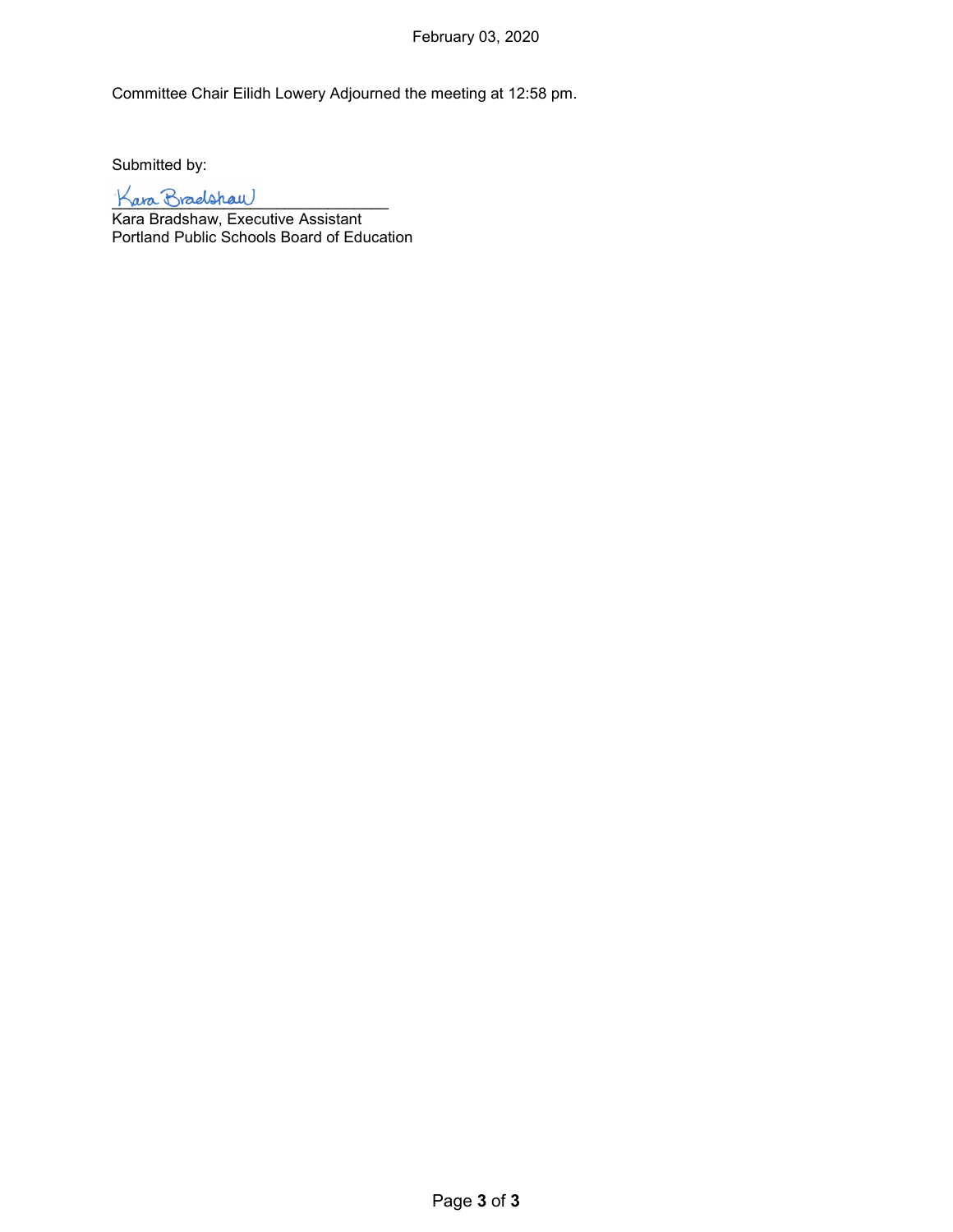Committee Chair Eilidh Lowery Adjourned the meeting at 12:58 pm.

Submitted by:

Kara Bradshaw, Executive Assistant
Portland Public Schools Board of Education